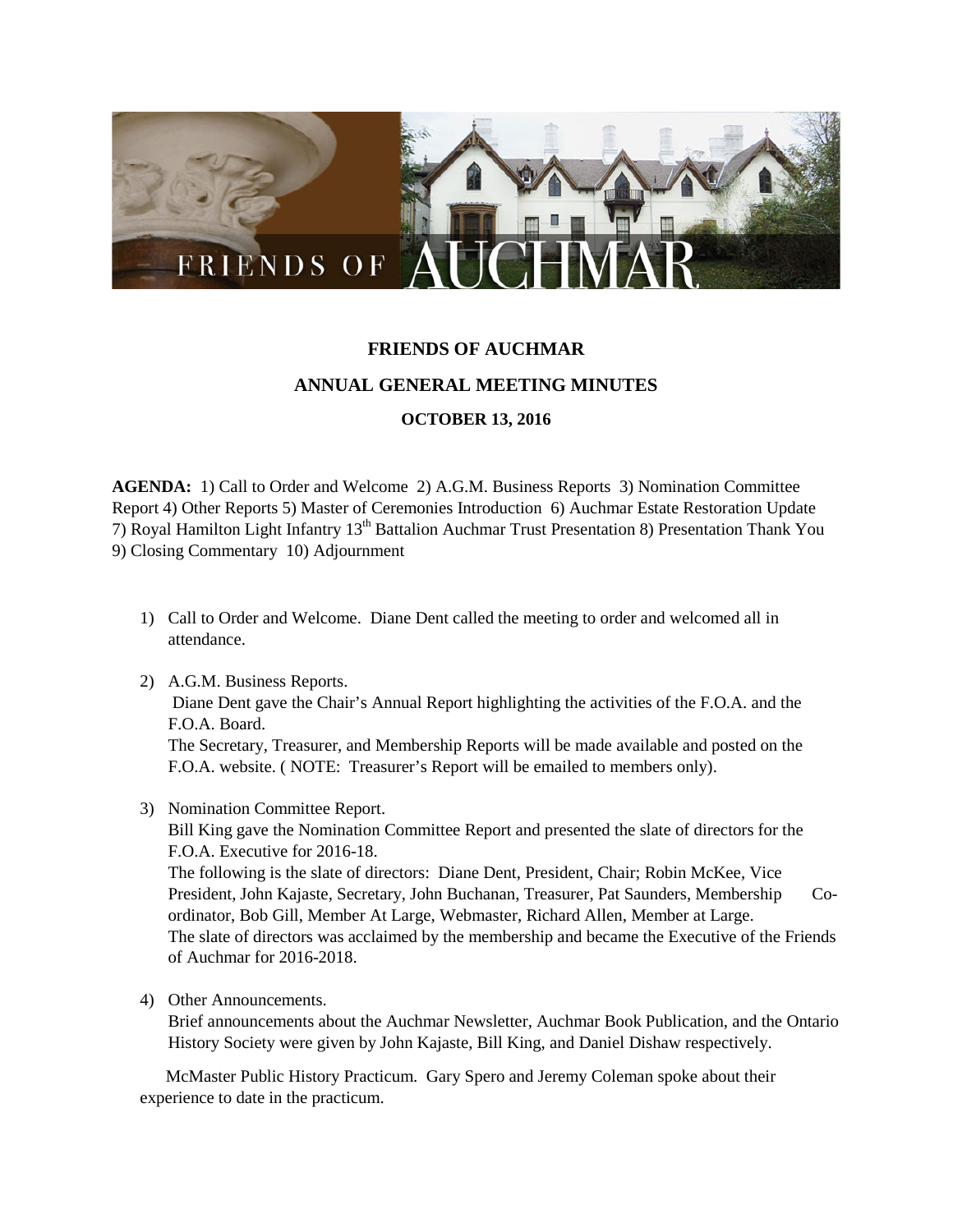# FRIENDS OF AUCHMAR

## ANNUAL GENERAL MEETING MINUTES

### OCTOBER 13, 2016

**AGENDA:** 1) Call to Order and Welcome 2) A.G.M. Business Reports 3) Nomination Committee Report 4) Other Reports 5) Master of Ceremonies Introduction 6) Auchmar Estate Restoration Update 7) Royal Hamilton Light Infantry 13th Battalion Auchmar Trust Presentation 8) Presentation Thank You 9) Closing Commentary 10) Adjournment

1) Call to Order and Welcome. Diane Dent called the meeting to order and welcomed all in attendance.

2) A.G.M. Business Reports.
   Diane Dent gave the Chair's Annual Report highlighting the activities of the F.O.A. and the F.O.A. Board.
   The Secretary, Treasurer, and Membership Reports will be made available and posted on the F.O.A. website. ( NOTE: Treasurer's Report will be emailed to members only).

3) Nomination Committee Report.
   Bill King gave the Nomination Committee Report and presented the slate of directors for the F.O.A. Executive for 2016-18.
   The following is the slate of directors: Diane Dent, President, Chair; Robin McKee, Vice President, John Kajaste, Secretary, John Buchanan, Treasurer, Pat Saunders, Membership Co-ordinator, Bob Gill, Member At Large, Webmaster, Richard Allen, Member at Large.
   The slate of directors was acclaimed by the membership and became the Executive of the Friends of Auchmar for 2016-2018.

4) Other Announcements.
   Brief announcements about the Auchmar Newsletter, Auchmar Book Publication, and the Ontario History Society were given by John Kajaste, Bill King, and Daniel Dishaw respectively.

McMaster Public History Practicum. Gary Spero and Jeremy Coleman spoke about their experience to date in the practicum.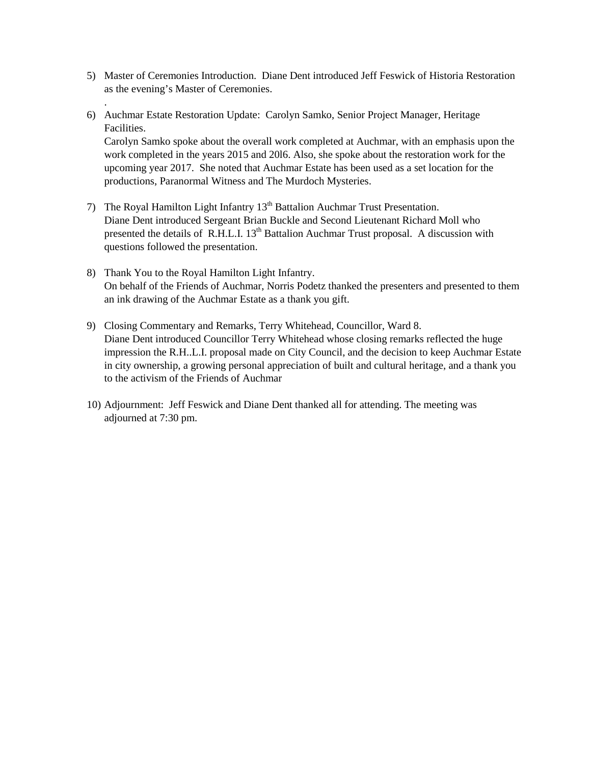5) Master of Ceremonies Introduction. Diane Dent introduced Jeff Feswick of Historia Restoration as the evening's Master of Ceremonies.

.

6) Auchmar Estate Restoration Update: Carolyn Samko, Senior Project Manager, Heritage Facilities.
   Carolyn Samko spoke about the overall work completed at Auchmar, with an emphasis upon the work completed in the years 2015 and 20l6. Also, she spoke about the restoration work for the upcoming year 2017. She noted that Auchmar Estate has been used as a set location for the productions, Paranormal Witness and The Murdoch Mysteries.

7) The Royal Hamilton Light Infantry 13th Battalion Auchmar Trust Presentation.
   Diane Dent introduced Sergeant Brian Buckle and Second Lieutenant Richard Moll who presented the details of R.H.L.I. 13th Battalion Auchmar Trust proposal. A discussion with questions followed the presentation.

8) Thank You to the Royal Hamilton Light Infantry.
   On behalf of the Friends of Auchmar, Norris Podetz thanked the presenters and presented to them an ink drawing of the Auchmar Estate as a thank you gift.

9) Closing Commentary and Remarks, Terry Whitehead, Councillor, Ward 8.
   Diane Dent introduced Councillor Terry Whitehead whose closing remarks reflected the huge impression the R.H..L.I. proposal made on City Council, and the decision to keep Auchmar Estate in city ownership, a growing personal appreciation of built and cultural heritage, and a thank you to the activism of the Friends of Auchmar

10) Adjournment: Jeff Feswick and Diane Dent thanked all for attending. The meeting was adjourned at 7:30 pm.